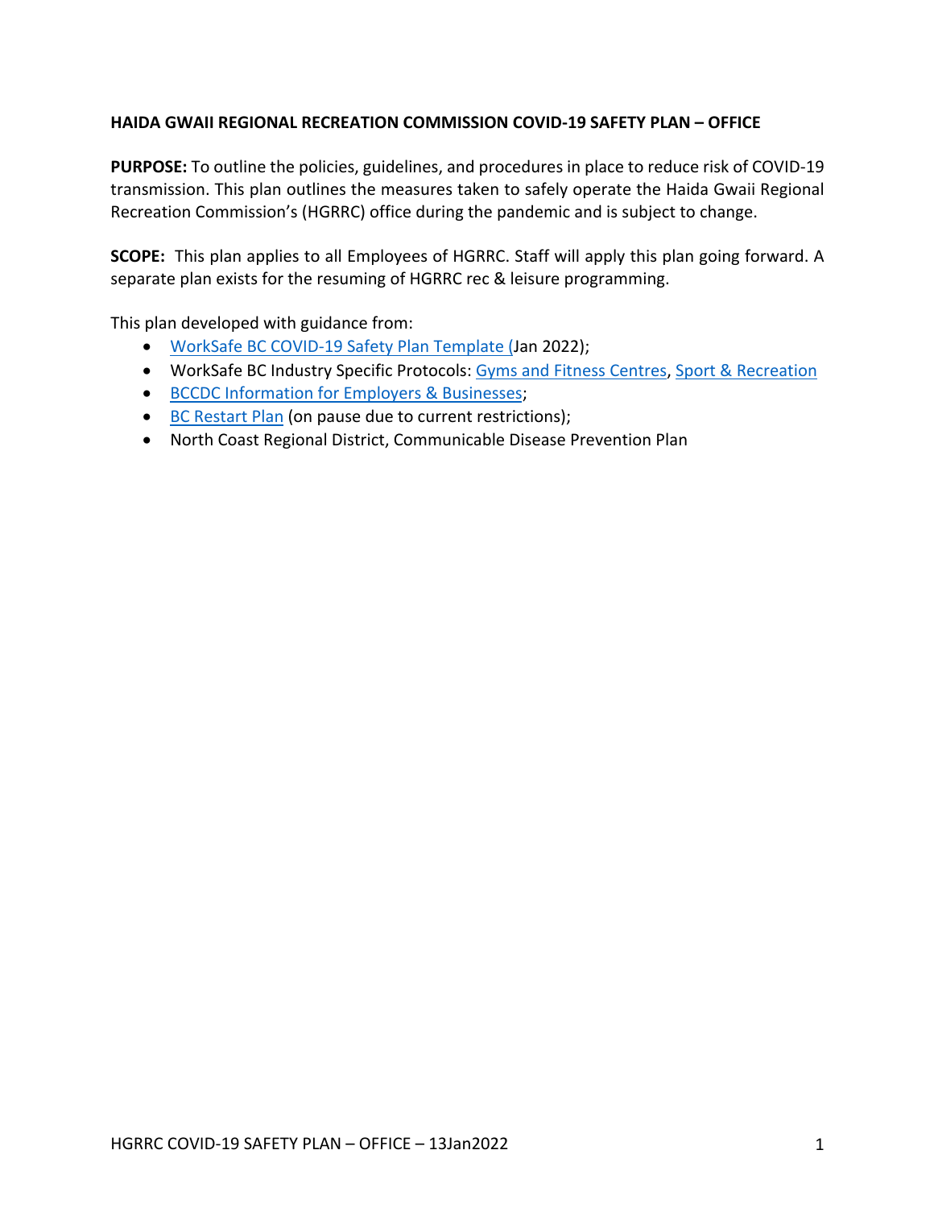**HAIDA GWAII REGIONAL RECREATION COMMISSION COVID-19 SAFETY PLAN – OFFICE**

**PURPOSE:** To outline the policies, guidelines, and procedures in place to reduce risk of COVID-19 transmission. This plan outlines the measures taken to safely operate the Haida Gwaii Regional Recreation Commission's (HGRRC) office during the pandemic and is subject to change.

**SCOPE:** This plan applies to all Employees of HGRRC. Staff will apply this plan going forward. A separate plan exists for the resuming of HGRRC rec & leisure programming.

This plan developed with guidance from:

- WorkSafe BC COVID-19 Safety Plan Template (Jan 2022);
- WorkSafe BC Industry Specific Protocols: Gyms and Fitness Centres, Sport & Recreation
- BCCDC Information for Employers & Businesses;
- BC Restart Plan (on pause due to current restrictions);
- North Coast Regional District, Communicable Disease Prevention Plan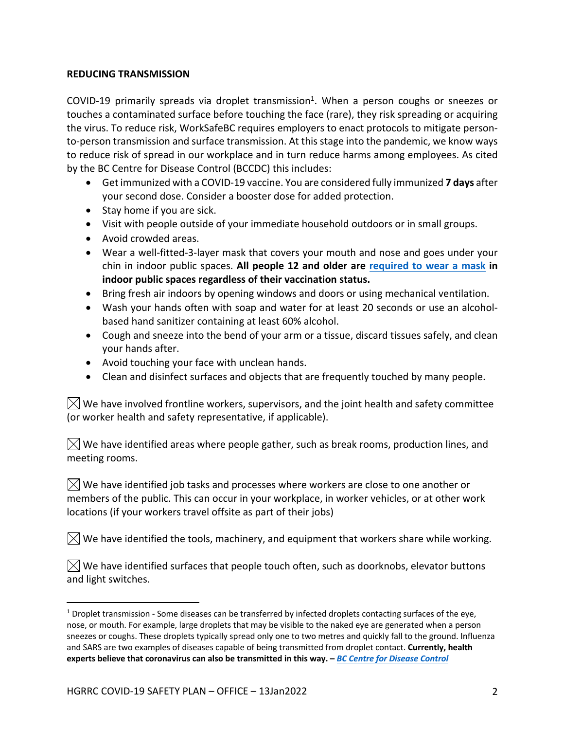**REDUCING TRANSMISSION**

COVID-19 primarily spreads via droplet transmission[1]. When a person coughs or sneezes or touches a contaminated surface before touching the face (rare), they risk spreading or acquiring the virus. To reduce risk, WorkSafeBC requires employers to enact protocols to mitigate person-to-person transmission and surface transmission. At this stage into the pandemic, we know ways to reduce risk of spread in our workplace and in turn reduce harms among employees. As cited by the BC Centre for Disease Control (BCCDC) this includes:

- Get immunized with a COVID-19 vaccine. You are considered fully immunized **7 days** after your second dose. Consider a booster dose for added protection.
- Stay home if you are sick.
- Visit with people outside of your immediate household outdoors or in small groups.
- Avoid crowded areas.
- Wear a well-fitted-3-layer mask that covers your mouth and nose and goes under your chin in indoor public spaces. **All people 12 and older are [required to wear a mask](#) in indoor public spaces regardless of their vaccination status.**
- Bring fresh air indoors by opening windows and doors or using mechanical ventilation.
- Wash your hands often with soap and water for at least 20 seconds or use an alcohol-based hand sanitizer containing at least 60% alcohol.
- Cough and sneeze into the bend of your arm or a tissue, discard tissues safely, and clean your hands after.
- Avoid touching your face with unclean hands.
- Clean and disinfect surfaces and objects that are frequently touched by many people.

☒ We have involved frontline workers, supervisors, and the joint health and safety committee (or worker health and safety representative, if applicable).

☒ We have identified areas where people gather, such as break rooms, production lines, and meeting rooms.

☒ We have identified job tasks and processes where workers are close to one another or members of the public. This can occur in your workplace, in worker vehicles, or at other work locations (if your workers travel offsite as part of their jobs)

☒ We have identified the tools, machinery, and equipment that workers share while working.

☒ We have identified surfaces that people touch often, such as doorknobs, elevator buttons and light switches.

---

[1] Droplet transmission - Some diseases can be transferred by infected droplets contacting surfaces of the eye, nose, or mouth. For example, large droplets that may be visible to the naked eye are generated when a person sneezes or coughs. These droplets typically spread only one to two metres and quickly fall to the ground. Influenza and SARS are two examples of diseases capable of being transmitted from droplet contact. **Currently, health experts believe that coronavirus can also be transmitted in this way. – *BC Centre for Disease Control***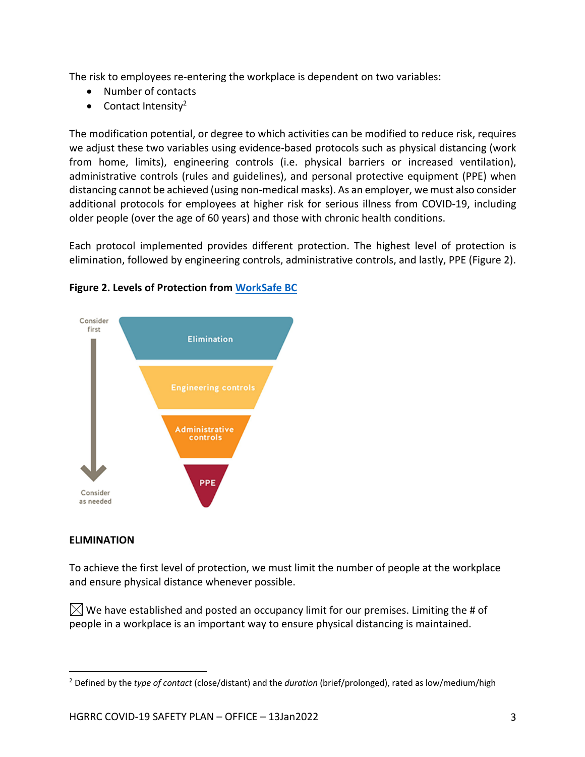The risk to employees re-entering the workplace is dependent on two variables:

- Number of contacts
- Contact Intensity[2]

The modification potential, or degree to which activities can be modified to reduce risk, requires we adjust these two variables using evidence-based protocols such as physical distancing (work from home, limits), engineering controls (i.e. physical barriers or increased ventilation), administrative controls (rules and guidelines), and personal protective equipment (PPE) when distancing cannot be achieved (using non-medical masks). As an employer, we must also consider additional protocols for employees at higher risk for serious illness from COVID-19, including older people (over the age of 60 years) and those with chronic health conditions.

Each protocol implemented provides different protection. The highest level of protection is elimination, followed by engineering controls, administrative controls, and lastly, PPE (Figure 2).

**Figure 2. Levels of Protection from [WorkSafe BC]**

Consider first

Elimination

Engineering controls

Administrative controls

PPE

Consider as needed

**ELIMINATION**

To achieve the first level of protection, we must limit the number of people at the workplace and ensure physical distance whenever possible.

☒ We have established and posted an occupancy limit for our premises. Limiting the # of people in a workplace is an important way to ensure physical distancing is maintained.

---

[2] Defined by the *type of contact* (close/distant) and the *duration* (brief/prolonged), rated as low/medium/high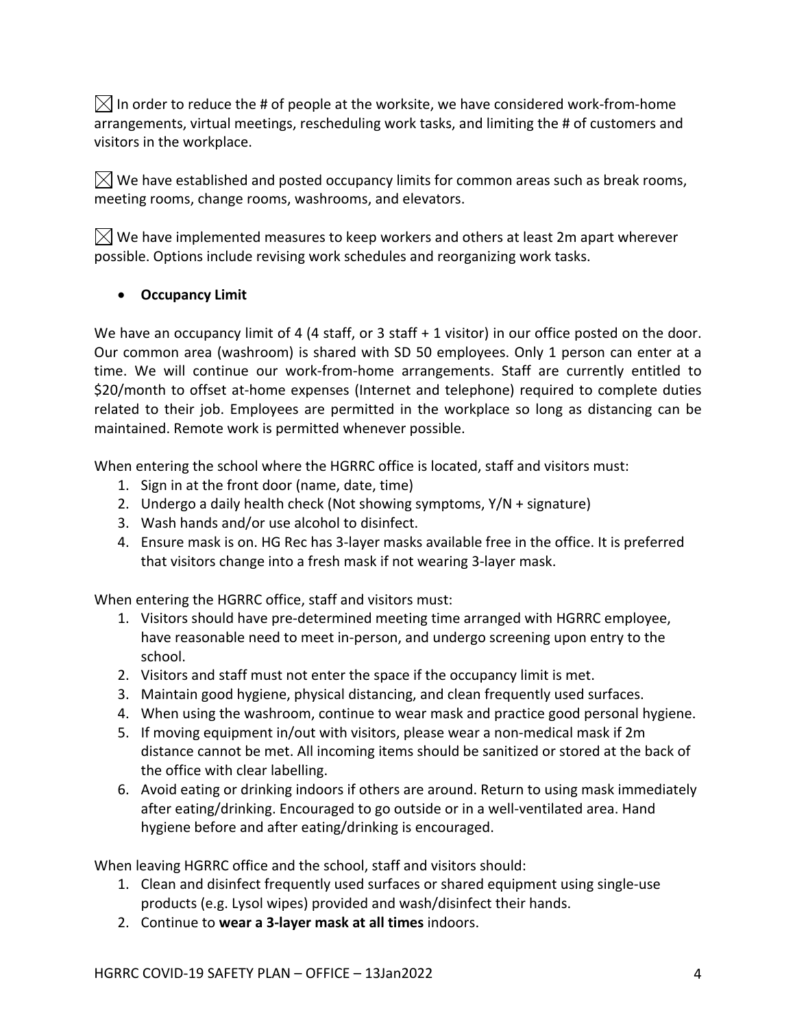☒ In order to reduce the # of people at the worksite, we have considered work-from-home arrangements, virtual meetings, rescheduling work tasks, and limiting the # of customers and visitors in the workplace.

☒ We have established and posted occupancy limits for common areas such as break rooms, meeting rooms, change rooms, washrooms, and elevators.

☒ We have implemented measures to keep workers and others at least 2m apart wherever possible. Options include revising work schedules and reorganizing work tasks.

- **Occupancy Limit**

We have an occupancy limit of 4 (4 staff, or 3 staff + 1 visitor) in our office posted on the door. Our common area (washroom) is shared with SD 50 employees. Only 1 person can enter at a time. We will continue our work-from-home arrangements. Staff are currently entitled to $20/month to offset at-home expenses (Internet and telephone) required to complete duties related to their job. Employees are permitted in the workplace so long as distancing can be maintained. Remote work is permitted whenever possible.

When entering the school where the HGRRC office is located, staff and visitors must:

1. Sign in at the front door (name, date, time)
2. Undergo a daily health check (Not showing symptoms, Y/N + signature)
3. Wash hands and/or use alcohol to disinfect.
4. Ensure mask is on. HG Rec has 3-layer masks available free in the office. It is preferred that visitors change into a fresh mask if not wearing 3-layer mask.

When entering the HGRRC office, staff and visitors must:

1. Visitors should have pre-determined meeting time arranged with HGRRC employee, have reasonable need to meet in-person, and undergo screening upon entry to the school.
2. Visitors and staff must not enter the space if the occupancy limit is met.
3. Maintain good hygiene, physical distancing, and clean frequently used surfaces.
4. When using the washroom, continue to wear mask and practice good personal hygiene.
5. If moving equipment in/out with visitors, please wear a non-medical mask if 2m distance cannot be met. All incoming items should be sanitized or stored at the back of the office with clear labelling.
6. Avoid eating or drinking indoors if others are around. Return to using mask immediately after eating/drinking. Encouraged to go outside or in a well-ventilated area. Hand hygiene before and after eating/drinking is encouraged.

When leaving HGRRC office and the school, staff and visitors should:

1. Clean and disinfect frequently used surfaces or shared equipment using single-use products (e.g. Lysol wipes) provided and wash/disinfect their hands.
2. Continue to **wear a 3-layer mask at all times** indoors.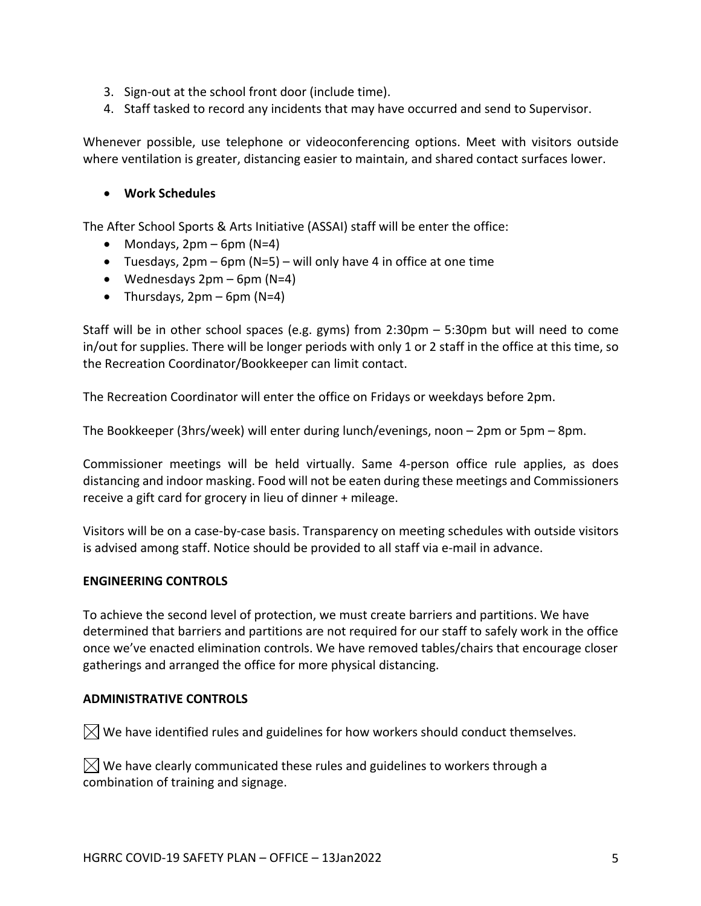3. Sign-out at the school front door (include time).
4. Staff tasked to record any incidents that may have occurred and send to Supervisor.

Whenever possible, use telephone or videoconferencing options. Meet with visitors outside where ventilation is greater, distancing easier to maintain, and shared contact surfaces lower.

- **Work Schedules**

The After School Sports & Arts Initiative (ASSAI) staff will be enter the office:

- Mondays, 2pm – 6pm (N=4)
- Tuesdays, 2pm – 6pm (N=5) – will only have 4 in office at one time
- Wednesdays 2pm – 6pm (N=4)
- Thursdays, 2pm – 6pm (N=4)

Staff will be in other school spaces (e.g. gyms) from 2:30pm – 5:30pm but will need to come in/out for supplies. There will be longer periods with only 1 or 2 staff in the office at this time, so the Recreation Coordinator/Bookkeeper can limit contact.

The Recreation Coordinator will enter the office on Fridays or weekdays before 2pm.

The Bookkeeper (3hrs/week) will enter during lunch/evenings, noon – 2pm or 5pm – 8pm.

Commissioner meetings will be held virtually. Same 4-person office rule applies, as does distancing and indoor masking. Food will not be eaten during these meetings and Commissioners receive a gift card for grocery in lieu of dinner + mileage.

Visitors will be on a case-by-case basis. Transparency on meeting schedules with outside visitors is advised among staff. Notice should be provided to all staff via e-mail in advance.

**ENGINEERING CONTROLS**

To achieve the second level of protection, we must create barriers and partitions. We have determined that barriers and partitions are not required for our staff to safely work in the office once we've enacted elimination controls. We have removed tables/chairs that encourage closer gatherings and arranged the office for more physical distancing.

**ADMINISTRATIVE CONTROLS**

☒ We have identified rules and guidelines for how workers should conduct themselves.

☒ We have clearly communicated these rules and guidelines to workers through a combination of training and signage.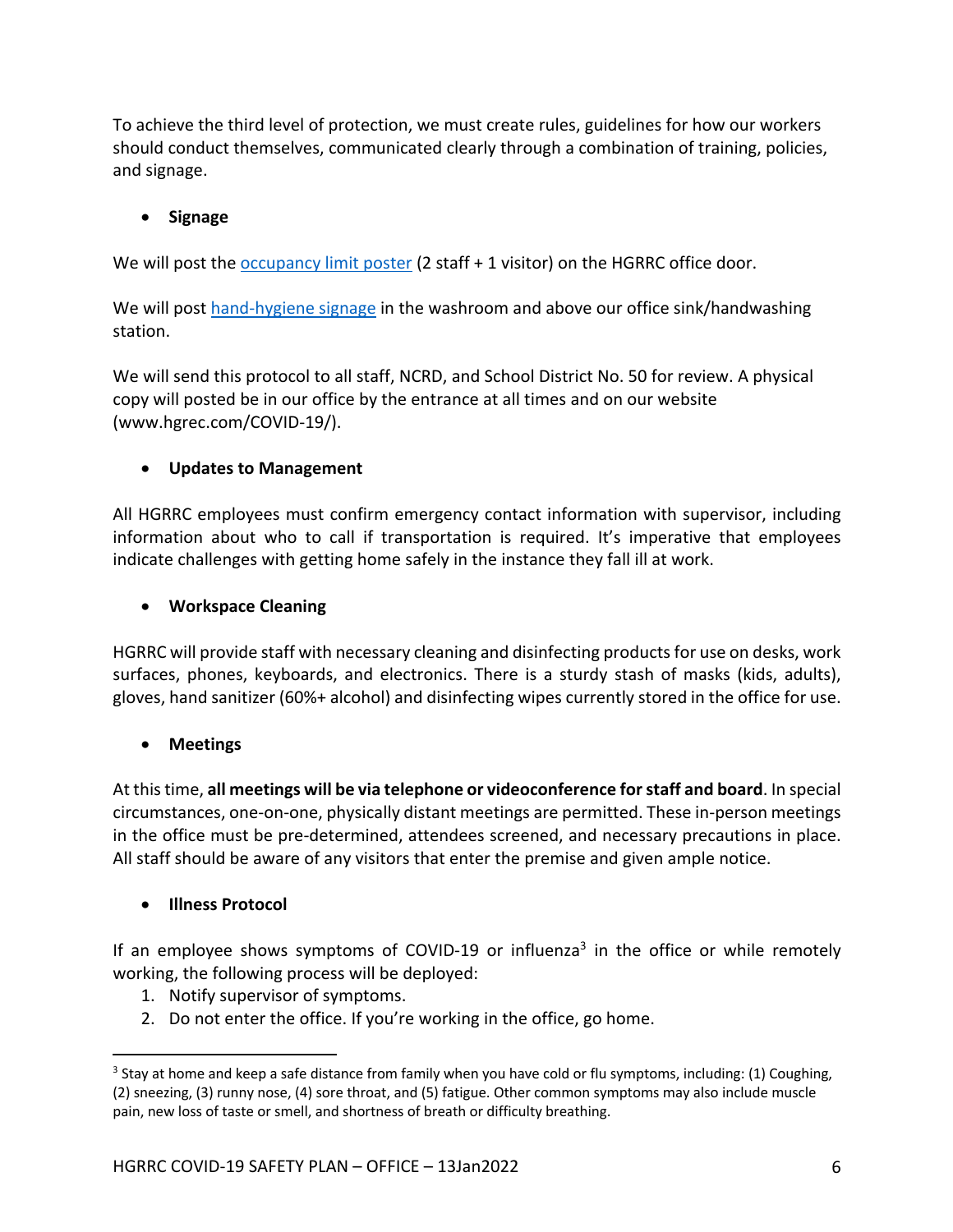To achieve the third level of protection, we must create rules, guidelines for how our workers should conduct themselves, communicated clearly through a combination of training, policies, and signage.

- **Signage**

We will post the occupancy limit poster (2 staff + 1 visitor) on the HGRRC office door.

We will post hand-hygiene signage in the washroom and above our office sink/handwashing station.

We will send this protocol to all staff, NCRD, and School District No. 50 for review. A physical copy will posted be in our office by the entrance at all times and on our website (www.hgrec.com/COVID-19/).

- **Updates to Management**

All HGRRC employees must confirm emergency contact information with supervisor, including information about who to call if transportation is required. It's imperative that employees indicate challenges with getting home safely in the instance they fall ill at work.

- **Workspace Cleaning**

HGRRC will provide staff with necessary cleaning and disinfecting products for use on desks, work surfaces, phones, keyboards, and electronics. There is a sturdy stash of masks (kids, adults), gloves, hand sanitizer (60%+ alcohol) and disinfecting wipes currently stored in the office for use.

- **Meetings**

At this time, **all meetings will be via telephone or videoconference for staff and board**. In special circumstances, one-on-one, physically distant meetings are permitted. These in-person meetings in the office must be pre-determined, attendees screened, and necessary precautions in place. All staff should be aware of any visitors that enter the premise and given ample notice.

- **Illness Protocol**

If an employee shows symptoms of COVID-19 or influenza[3] in the office or while remotely working, the following process will be deployed:

1. Notify supervisor of symptoms.
2. Do not enter the office. If you're working in the office, go home.

---

[3] Stay at home and keep a safe distance from family when you have cold or flu symptoms, including: (1) Coughing, (2) sneezing, (3) runny nose, (4) sore throat, and (5) fatigue. Other common symptoms may also include muscle pain, new loss of taste or smell, and shortness of breath or difficulty breathing.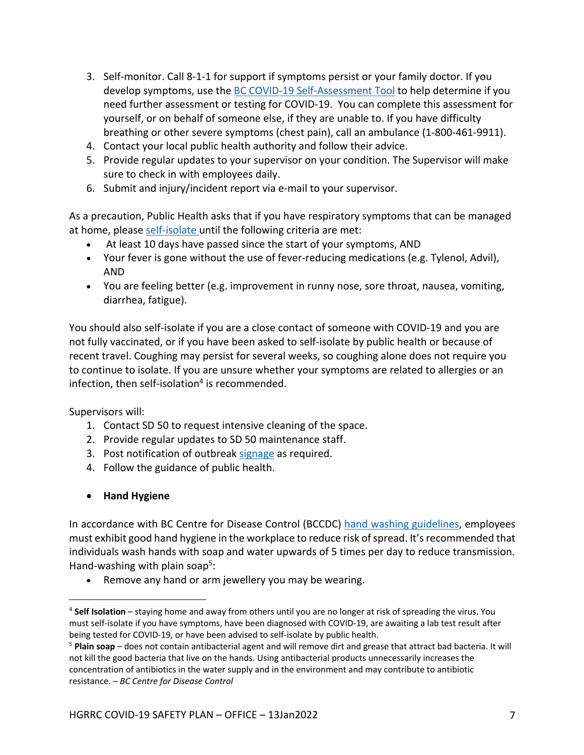3. Self-monitor. Call 8-1-1 for support if symptoms persist or your family doctor. If you develop symptoms, use the BC COVID-19 Self-Assessment Tool to help determine if you need further assessment or testing for COVID-19. You can complete this assessment for yourself, or on behalf of someone else, if they are unable to. If you have difficulty breathing or other severe symptoms (chest pain), call an ambulance (1-800-461-9911).
4. Contact your local public health authority and follow their advice.
5. Provide regular updates to your supervisor on your condition. The Supervisor will make sure to check in with employees daily.
6. Submit and injury/incident report via e-mail to your supervisor.

As a precaution, Public Health asks that if you have respiratory symptoms that can be managed at home, please self-isolate until the following criteria are met:

- At least 10 days have passed since the start of your symptoms, AND
- Your fever is gone without the use of fever-reducing medications (e.g. Tylenol, Advil), AND
- You are feeling better (e.g. improvement in runny nose, sore throat, nausea, vomiting, diarrhea, fatigue).

You should also self-isolate if you are a close contact of someone with COVID-19 and you are not fully vaccinated, or if you have been asked to self-isolate by public health or because of recent travel. Coughing may persist for several weeks, so coughing alone does not require you to continue to isolate. If you are unsure whether your symptoms are related to allergies or an infection, then self-isolation[4] is recommended.

Supervisors will:

1. Contact SD 50 to request intensive cleaning of the space.
2. Provide regular updates to SD 50 maintenance staff.
3. Post notification of outbreak signage as required.
4. Follow the guidance of public health.

- **Hand Hygiene**

In accordance with BC Centre for Disease Control (BCCDC) hand washing guidelines, employees must exhibit good hand hygiene in the workplace to reduce risk of spread. It's recommended that individuals wash hands with soap and water upwards of 5 times per day to reduce transmission. Hand-washing with plain soap[5]:

- Remove any hand or arm jewellery you may be wearing.

---

[4] **Self Isolation** – staying home and away from others until you are no longer at risk of spreading the virus. You must self-isolate if you have symptoms, have been diagnosed with COVID-19, are awaiting a lab test result after being tested for COVID-19, or have been advised to self-isolate by public health.

[5] **Plain soap** – does not contain antibacterial agent and will remove dirt and grease that attract bad bacteria. It will not kill the good bacteria that live on the hands. Using antibacterial products unnecessarily increases the concentration of antibiotics in the water supply and in the environment and may contribute to antibiotic resistance. – *BC Centre for Disease Control*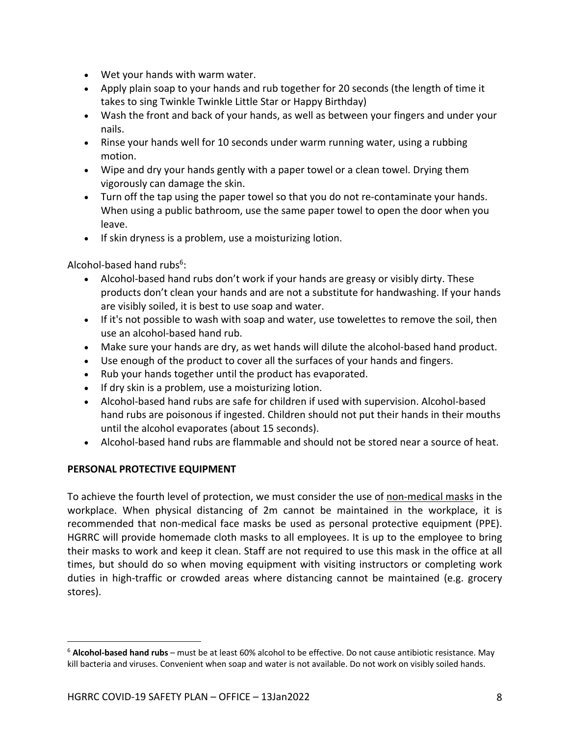- Wet your hands with warm water.
- Apply plain soap to your hands and rub together for 20 seconds (the length of time it takes to sing Twinkle Twinkle Little Star or Happy Birthday)
- Wash the front and back of your hands, as well as between your fingers and under your nails.
- Rinse your hands well for 10 seconds under warm running water, using a rubbing motion.
- Wipe and dry your hands gently with a paper towel or a clean towel. Drying them vigorously can damage the skin.
- Turn off the tap using the paper towel so that you do not re-contaminate your hands. When using a public bathroom, use the same paper towel to open the door when you leave.
- If skin dryness is a problem, use a moisturizing lotion.

Alcohol-based hand rubs[6]:

- Alcohol-based hand rubs don't work if your hands are greasy or visibly dirty. These products don't clean your hands and are not a substitute for handwashing. If your hands are visibly soiled, it is best to use soap and water.
- If it's not possible to wash with soap and water, use towelettes to remove the soil, then use an alcohol-based hand rub.
- Make sure your hands are dry, as wet hands will dilute the alcohol-based hand product.
- Use enough of the product to cover all the surfaces of your hands and fingers.
- Rub your hands together until the product has evaporated.
- If dry skin is a problem, use a moisturizing lotion.
- Alcohol-based hand rubs are safe for children if used with supervision. Alcohol-based hand rubs are poisonous if ingested. Children should not put their hands in their mouths until the alcohol evaporates (about 15 seconds).
- Alcohol-based hand rubs are flammable and should not be stored near a source of heat.

**PERSONAL PROTECTIVE EQUIPMENT**

To achieve the fourth level of protection, we must consider the use of non-medical masks in the workplace. When physical distancing of 2m cannot be maintained in the workplace, it is recommended that non-medical face masks be used as personal protective equipment (PPE). HGRRC will provide homemade cloth masks to all employees. It is up to the employee to bring their masks to work and keep it clean. Staff are not required to use this mask in the office at all times, but should do so when moving equipment with visiting instructors or completing work duties in high-traffic or crowded areas where distancing cannot be maintained (e.g. grocery stores).

[6] **Alcohol-based hand rubs** – must be at least 60% alcohol to be effective. Do not cause antibiotic resistance. May kill bacteria and viruses. Convenient when soap and water is not available. Do not work on visibly soiled hands.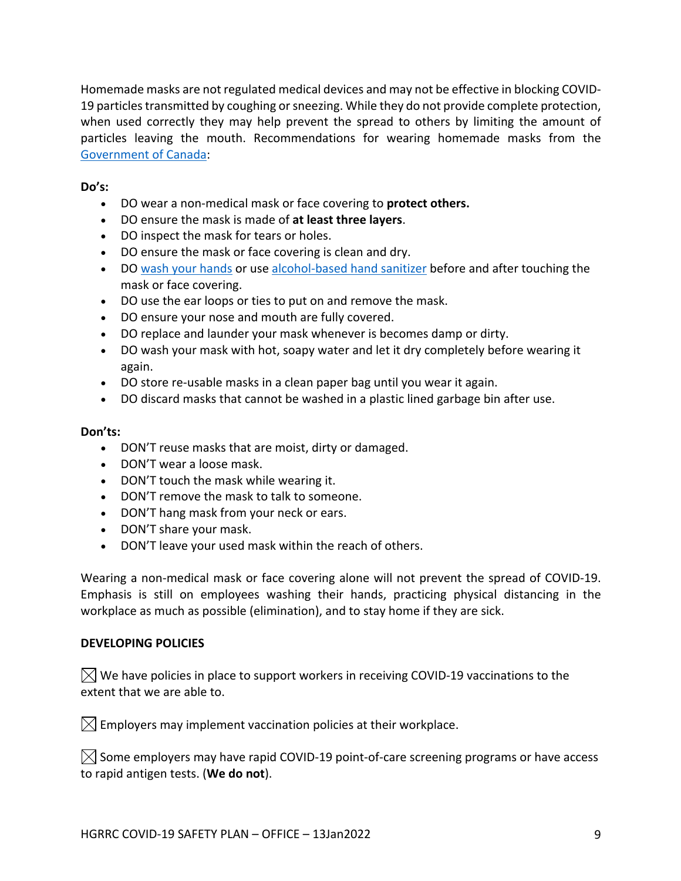Homemade masks are not regulated medical devices and may not be effective in blocking COVID-19 particles transmitted by coughing or sneezing. While they do not provide complete protection, when used correctly they may help prevent the spread to others by limiting the amount of particles leaving the mouth. Recommendations for wearing homemade masks from the Government of Canada:

**Do's:**

- DO wear a non-medical mask or face covering to **protect others.**
- DO ensure the mask is made of **at least three layers**.
- DO inspect the mask for tears or holes.
- DO ensure the mask or face covering is clean and dry.
- DO wash your hands or use alcohol-based hand sanitizer before and after touching the mask or face covering.
- DO use the ear loops or ties to put on and remove the mask.
- DO ensure your nose and mouth are fully covered.
- DO replace and launder your mask whenever is becomes damp or dirty.
- DO wash your mask with hot, soapy water and let it dry completely before wearing it again.
- DO store re-usable masks in a clean paper bag until you wear it again.
- DO discard masks that cannot be washed in a plastic lined garbage bin after use.

**Don'ts:**

- DON'T reuse masks that are moist, dirty or damaged.
- DON'T wear a loose mask.
- DON'T touch the mask while wearing it.
- DON'T remove the mask to talk to someone.
- DON'T hang mask from your neck or ears.
- DON'T share your mask.
- DON'T leave your used mask within the reach of others.

Wearing a non-medical mask or face covering alone will not prevent the spread of COVID-19. Emphasis is still on employees washing their hands, practicing physical distancing in the workplace as much as possible (elimination), and to stay home if they are sick.

**DEVELOPING POLICIES**

☒ We have policies in place to support workers in receiving COVID-19 vaccinations to the extent that we are able to.

☒ Employers may implement vaccination policies at their workplace.

☒ Some employers may have rapid COVID-19 point-of-care screening programs or have access to rapid antigen tests. (**We do not**).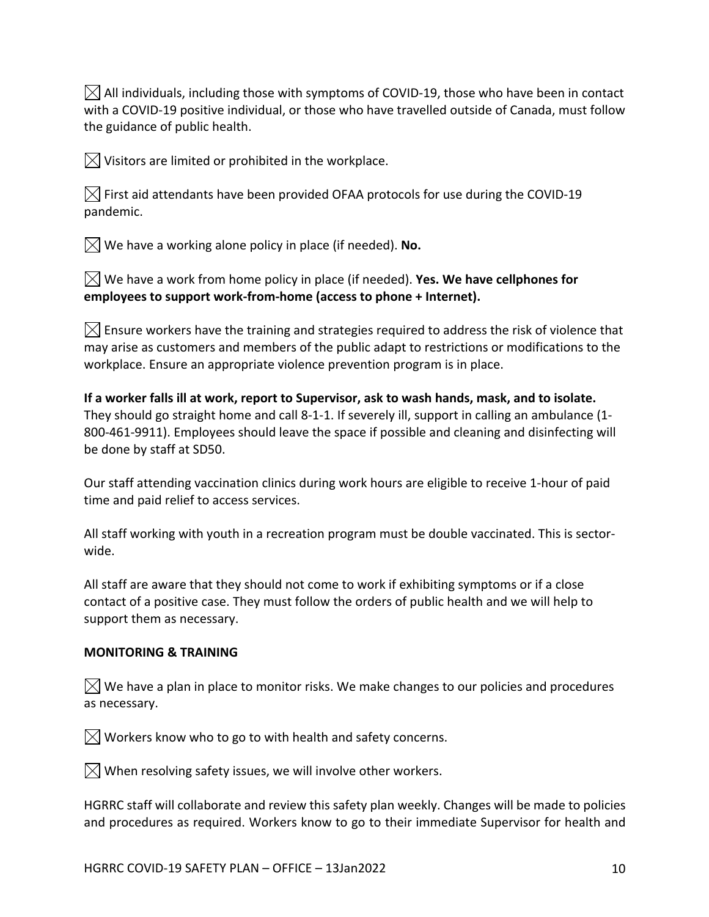☒ All individuals, including those with symptoms of COVID-19, those who have been in contact with a COVID-19 positive individual, or those who have travelled outside of Canada, must follow the guidance of public health.

☒ Visitors are limited or prohibited in the workplace.

☒ First aid attendants have been provided OFAA protocols for use during the COVID-19 pandemic.

☒ We have a working alone policy in place (if needed). **No.**

☒ We have a work from home policy in place (if needed). **Yes. We have cellphones for employees to support work-from-home (access to phone + Internet).**

☒ Ensure workers have the training and strategies required to address the risk of violence that may arise as customers and members of the public adapt to restrictions or modifications to the workplace. Ensure an appropriate violence prevention program is in place.

**If a worker falls ill at work, report to Supervisor, ask to wash hands, mask, and to isolate.** They should go straight home and call 8-1-1. If severely ill, support in calling an ambulance (1-800-461-9911). Employees should leave the space if possible and cleaning and disinfecting will be done by staff at SD50.

Our staff attending vaccination clinics during work hours are eligible to receive 1-hour of paid time and paid relief to access services.

All staff working with youth in a recreation program must be double vaccinated. This is sector-wide.

All staff are aware that they should not come to work if exhibiting symptoms or if a close contact of a positive case. They must follow the orders of public health and we will help to support them as necessary.

**MONITORING & TRAINING**

☒ We have a plan in place to monitor risks. We make changes to our policies and procedures as necessary.

☒ Workers know who to go to with health and safety concerns.

☒ When resolving safety issues, we will involve other workers.

HGRRC staff will collaborate and review this safety plan weekly. Changes will be made to policies and procedures as required. Workers know to go to their immediate Supervisor for health and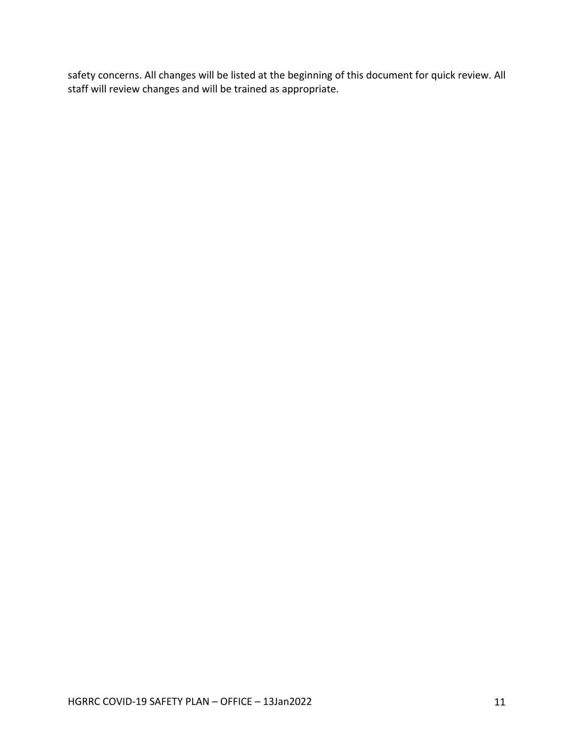safety concerns. All changes will be listed at the beginning of this document for quick review. All staff will review changes and will be trained as appropriate.